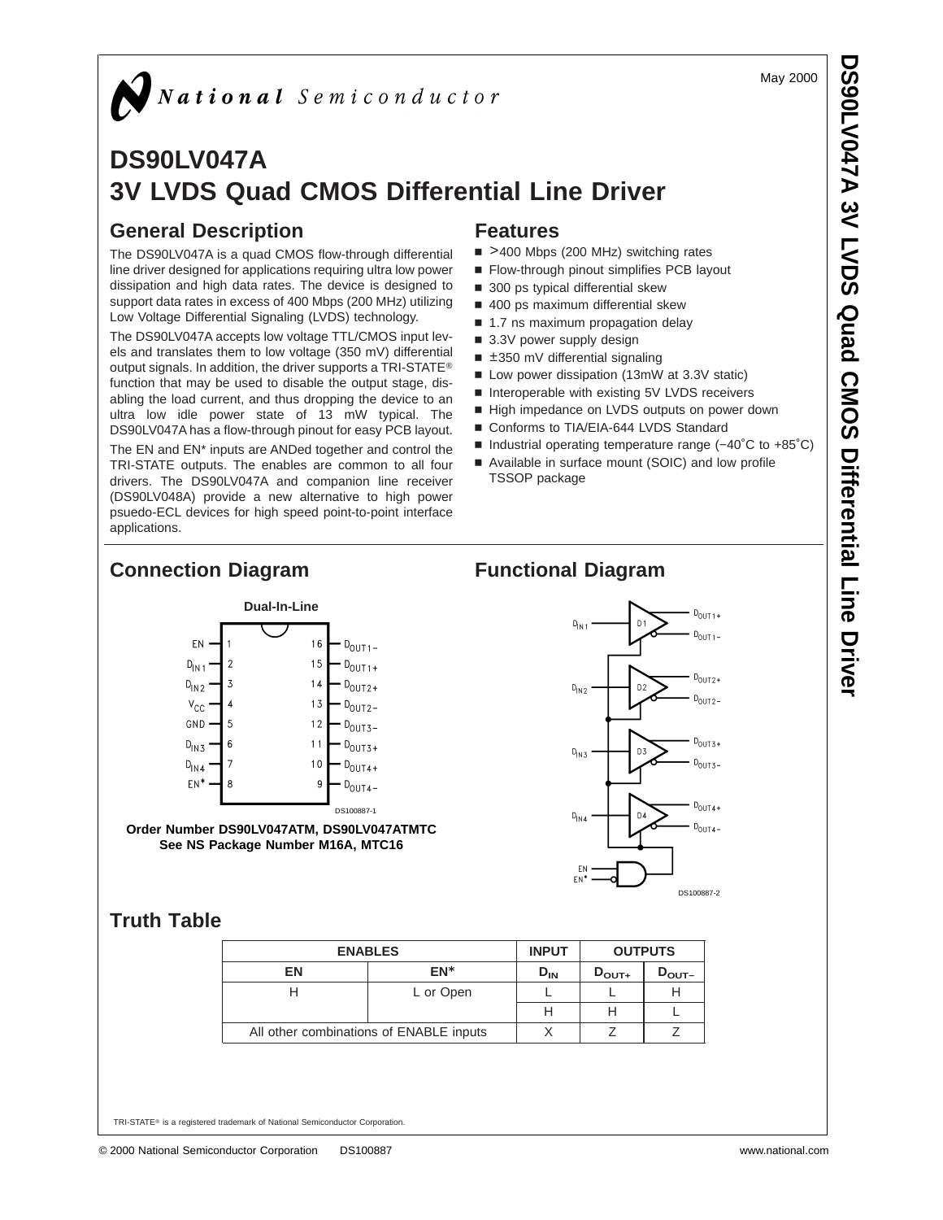May 2000

# DS90LV047A
# 3V LVDS Quad CMOS Differential Line Driver

## General Description

The DS90LV047A is a quad CMOS flow-through differential line driver designed for applications requiring ultra low power dissipation and high data rates. The device is designed to support data rates in excess of 400 Mbps (200 MHz) utilizing Low Voltage Differential Signaling (LVDS) technology.

The DS90LV047A accepts low voltage TTL/CMOS input levels and translates them to low voltage (350 mV) differential output signals. In addition, the driver supports a TRI-STATE® function that may be used to disable the output stage, disabling the load current, and thus dropping the device to an ultra low idle power state of 13 mW typical. The DS90LV047A has a flow-through pinout for easy PCB layout.

The EN and EN* inputs are ANDed together and control the TRI-STATE outputs. The enables are common to all four drivers. The DS90LV047A and companion line receiver (DS90LV048A) provide a new alternative to high power psuedo-ECL devices for high speed point-to-point interface applications.

## Features

- >400 Mbps (200 MHz) switching rates
- Flow-through pinout simplifies PCB layout
- 300 ps typical differential skew
- 400 ps maximum differential skew
- 1.7 ns maximum propagation delay
- 3.3V power supply design
- ±350 mV differential signaling
- Low power dissipation (13mW at 3.3V static)
- Interoperable with existing 5V LVDS receivers
- High impedance on LVDS outputs on power down
- Conforms to TIA/EIA-644 LVDS Standard
- Industrial operating temperature range (−40˚C to +85˚C)
- Available in surface mount (SOIC) and low profile TSSOP package

## Connection Diagram

**Dual-In-Line**

| Pin | Name | Pin | Name |
|---|---|---|---|
| 1 | EN | 16 | $D_{OUT1-}$ |
| 2 | $D_{IN1}$ | 15 | $D_{OUT1+}$ |
| 3 | $D_{IN2}$ | 14 | $D_{OUT2+}$ |
| 4 | $V_{CC}$ | 13 | $D_{OUT2-}$ |
| 5 | GND | 12 | $D_{OUT3-}$ |
| 6 | $D_{IN3}$ | 11 | $D_{OUT3+}$ |
| 7 | $D_{IN4}$ | 10 | $D_{OUT4+}$ |
| 8 | EN* | 9 | $D_{OUT4-}$ |

DS100887-1

**Order Number DS90LV047ATM, DS90LV047ATMTC**
**See NS Package Number M16A, MTC16**

## Functional Diagram

DS100887-2

## Truth Table

| ENABLES | | INPUT | OUTPUTS | |
|---|---|---|---|---|
| EN | EN* | $D_{IN}$ | $D_{OUT+}$ | $D_{OUT-}$ |
| H | L or Open | L | L | H |
| | | H | H | L |
| All other combinations of ENABLE inputs | | X | Z | Z |

TRI-STATE® is a registered trademark of National Semiconductor Corporation.

© 2000 National Semiconductor Corporation DS100887 www.national.com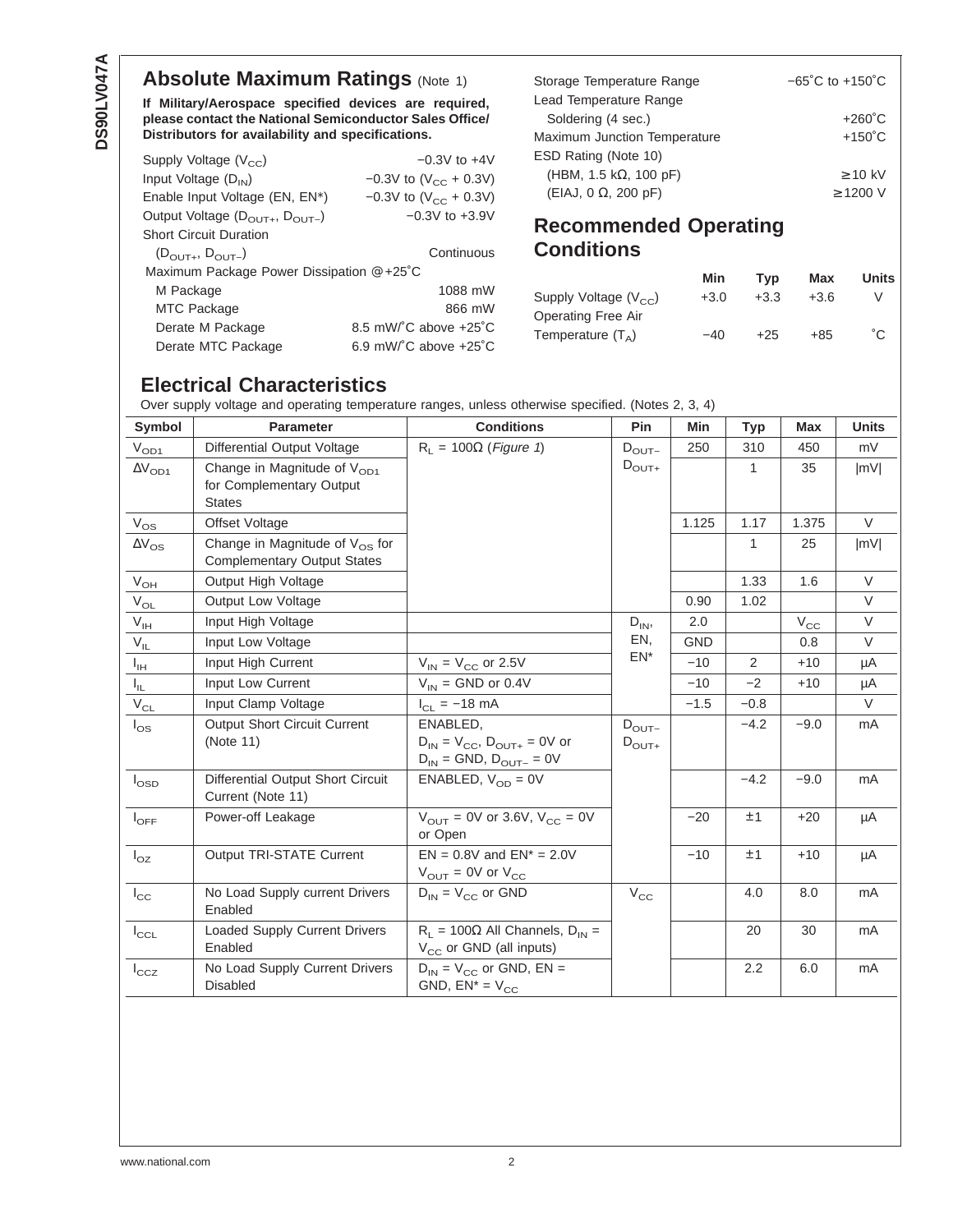## Absolute Maximum Ratings (Note 1)

**If Military/Aerospace specified devices are required, please contact the National Semiconductor Sales Office/ Distributors for availability and specifications.**

| | |
|---|---|
| Supply Voltage ($V_{CC}$) | −0.3V to +4V |
| Input Voltage ($D_{IN}$) | −0.3V to ($V_{CC}$ + 0.3V) |
| Enable Input Voltage (EN, EN*) | −0.3V to ($V_{CC}$ + 0.3V) |
| Output Voltage ($D_{OUT+}$, $D_{OUT-}$) | −0.3V to +3.9V |
| Short Circuit Duration | |
| ($D_{OUT+}$, $D_{OUT-}$) | Continuous |
| Maximum Package Power Dissipation @+25˚C | |
| M Package | 1088 mW |
| MTC Package | 866 mW |
| Derate M Package | 8.5 mW/˚C above +25˚C |
| Derate MTC Package | 6.9 mW/˚C above +25˚C |
| Storage Temperature Range | −65˚C to +150˚C |
| Lead Temperature Range | |
| Soldering (4 sec.) | +260˚C |
| Maximum Junction Temperature | +150˚C |
| ESD Rating (Note 10) | |
| (HBM, 1.5 kΩ, 100 pF) | ≥10 kV |
| (EIAJ, 0 Ω, 200 pF) | ≥1200 V |

## Recommended Operating Conditions

| | Min | Typ | Max | Units |
|---|---|---|---|---|
| Supply Voltage ($V_{CC}$) | +3.0 | +3.3 | +3.6 | V |
| Operating Free Air Temperature ($T_A$) | −40 | +25 | +85 | ˚C |

## Electrical Characteristics

Over supply voltage and operating temperature ranges, unless otherwise specified. (Notes 2, 3, 4)

| Symbol | Parameter | Conditions | Pin | Min | Typ | Max | Units |
|---|---|---|---|---|---|---|---|
| $V_{OD1}$ | Differential Output Voltage | $R_L$ = 100Ω (*Figure 1*) | $D_{OUT-}$ $D_{OUT+}$ | 250 | 310 | 450 | mV |
| $\Delta V_{OD1}$ | Change in Magnitude of $V_{OD1}$ for Complementary Output States | | | | 1 | 35 | \|mV\| |
| $V_{OS}$ | Offset Voltage | | | 1.125 | 1.17 | 1.375 | V |
| $\Delta V_{OS}$ | Change in Magnitude of $V_{OS}$ for Complementary Output States | | | | 1 | 25 | \|mV\| |
| $V_{OH}$ | Output High Voltage | | | | 1.33 | 1.6 | V |
| $V_{OL}$ | Output Low Voltage | | | 0.90 | 1.02 | | V |
| $V_{IH}$ | Input High Voltage | | $D_{IN}$, EN, EN* | 2.0 | | $V_{CC}$ | V |
| $V_{IL}$ | Input Low Voltage | | | GND | | 0.8 | V |
| $I_{IH}$ | Input High Current | $V_{IN}$ = $V_{CC}$ or 2.5V | | −10 | 2 | +10 | μA |
| $I_{IL}$ | Input Low Current | $V_{IN}$ = GND or 0.4V | | −10 | −2 | +10 | μA |
| $V_{CL}$ | Input Clamp Voltage | $I_{CL}$ = −18 mA | | −1.5 | −0.8 | | V |
| $I_{OS}$ | Output Short Circuit Current (Note 11) | ENABLED, $D_{IN}$ = $V_{CC}$, $D_{OUT+}$ = 0V or $D_{IN}$ = GND, $D_{OUT-}$ = 0V | $D_{OUT-}$ $D_{OUT+}$ | | −4.2 | −9.0 | mA |
| $I_{OSD}$ | Differential Output Short Circuit Current (Note 11) | ENABLED, $V_{OD}$ = 0V | | | −4.2 | −9.0 | mA |
| $I_{OFF}$ | Power-off Leakage | $V_{OUT}$ = 0V or 3.6V, $V_{CC}$ = 0V or Open | | −20 | ±1 | +20 | μA |
| $I_{OZ}$ | Output TRI-STATE Current | EN = 0.8V and EN* = 2.0V $V_{OUT}$ = 0V or $V_{CC}$ | | −10 | ±1 | +10 | μA |
| $I_{CC}$ | No Load Supply current Drivers Enabled | $D_{IN}$ = $V_{CC}$ or GND | $V_{CC}$ | | 4.0 | 8.0 | mA |
| $I_{CCL}$ | Loaded Supply Current Drivers Enabled | $R_L$ = 100Ω All Channels, $D_{IN}$ = $V_{CC}$ or GND (all inputs) | | | 20 | 30 | mA |
| $I_{CCZ}$ | No Load Supply Current Drivers Disabled | $D_{IN}$ = $V_{CC}$ or GND, EN = GND, EN* = $V_{CC}$ | | | 2.2 | 6.0 | mA |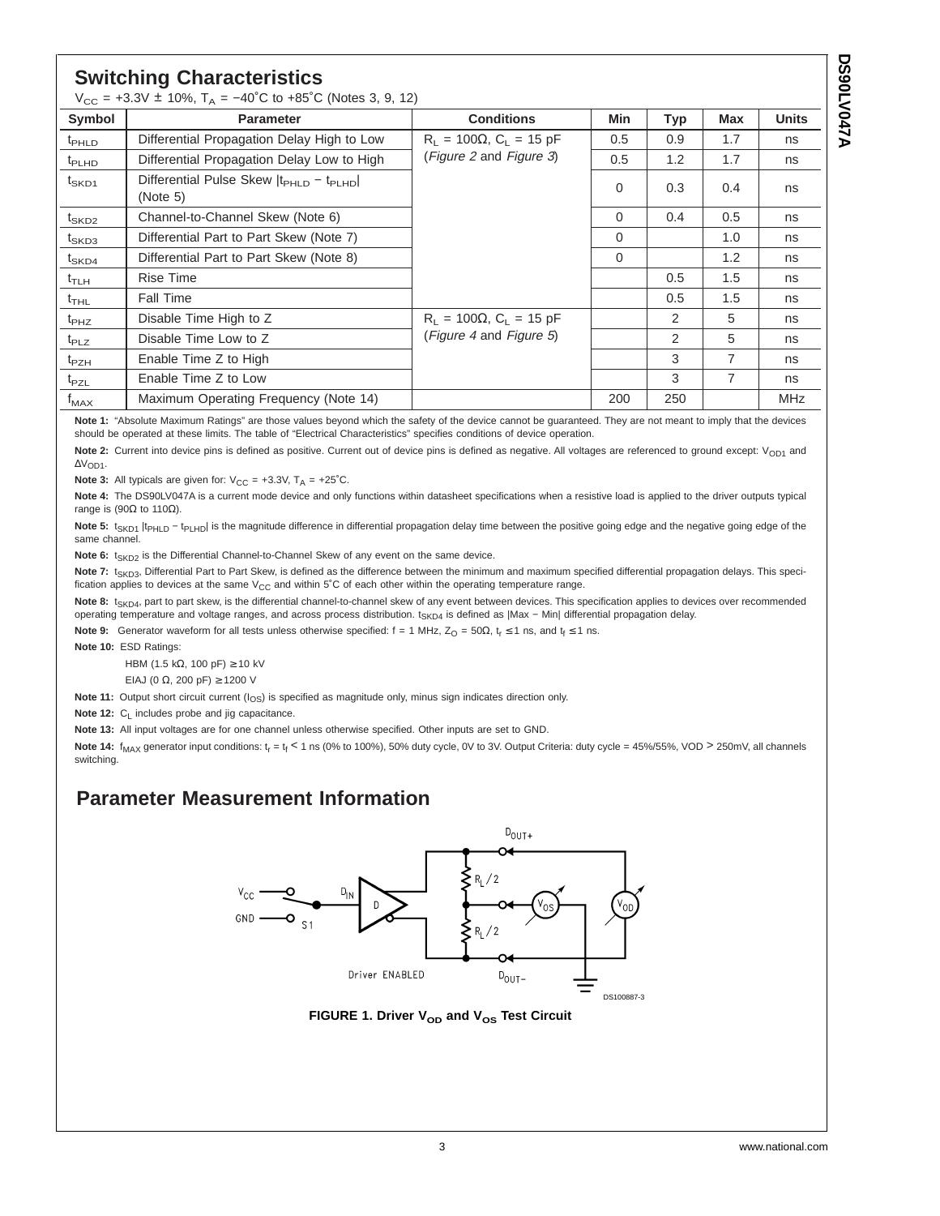## Switching Characteristics

$V_{CC}$ = +3.3V ± 10%, $T_A$ = −40˚C to +85˚C (Notes 3, 9, 12)

| Symbol | Parameter | Conditions | Min | Typ | Max | Units |
|---|---|---|---|---|---|---|
| $t_{PHLD}$ | Differential Propagation Delay High to Low | $R_L$ = 100Ω, $C_L$ = 15 pF (*Figure 2* and *Figure 3*) | 0.5 | 0.9 | 1.7 | ns |
| $t_{PLHD}$ | Differential Propagation Delay Low to High | | 0.5 | 1.2 | 1.7 | ns |
| $t_{SKD1}$ | Differential Pulse Skew $\|t_{PHLD} - t_{PLHD}\|$ (Note 5) | | 0 | 0.3 | 0.4 | ns |
| $t_{SKD2}$ | Channel-to-Channel Skew (Note 6) | | 0 | 0.4 | 0.5 | ns |
| $t_{SKD3}$ | Differential Part to Part Skew (Note 7) | | 0 | | 1.0 | ns |
| $t_{SKD4}$ | Differential Part to Part Skew (Note 8) | | 0 | | 1.2 | ns |
| $t_{TLH}$ | Rise Time | | | 0.5 | 1.5 | ns |
| $t_{THL}$ | Fall Time | | | 0.5 | 1.5 | ns |
| $t_{PHZ}$ | Disable Time High to Z | $R_L$ = 100Ω, $C_L$ = 15 pF (*Figure 4* and *Figure 5*) | | 2 | 5 | ns |
| $t_{PLZ}$ | Disable Time Low to Z | | | 2 | 5 | ns |
| $t_{PZH}$ | Enable Time Z to High | | | 3 | 7 | ns |
| $t_{PZL}$ | Enable Time Z to Low | | | 3 | 7 | ns |
| $f_{MAX}$ | Maximum Operating Frequency (Note 14) | | 200 | 250 | | MHz |

**Note 1:** "Absolute Maximum Ratings" are those values beyond which the safety of the device cannot be guaranteed. They are not meant to imply that the devices should be operated at these limits. The table of "Electrical Characteristics" specifies conditions of device operation.

**Note 2:** Current into device pins is defined as positive. Current out of device pins is defined as negative. All voltages are referenced to ground except: $V_{OD1}$ and $\Delta V_{OD1}$.

**Note 3:** All typicals are given for: $V_{CC}$ = +3.3V, $T_A$ = +25˚C.

**Note 4:** The DS90LV047A is a current mode device and only functions within datasheet specifications when a resistive load is applied to the driver outputs typical range is (90Ω to 110Ω).

**Note 5:** $t_{SKD1}$ $|t_{PHLD} - t_{PLHD}|$ is the magnitude difference in differential propagation delay time between the positive going edge and the negative going edge of the same channel.

**Note 6:** $t_{SKD2}$ is the Differential Channel-to-Channel Skew of any event on the same device.

**Note 7:** $t_{SKD3}$, Differential Part to Part Skew, is defined as the difference between the minimum and maximum specified differential propagation delays. This specification applies to devices at the same $V_{CC}$ and within 5˚C of each other within the operating temperature range.

**Note 8:** $t_{SKD4}$, part to part skew, is the differential channel-to-channel skew of any event between devices. This specification applies to devices over recommended operating temperature and voltage ranges, and across process distribution. $t_{SKD4}$ is defined as |Max − Min| differential propagation delay.

**Note 9:** Generator waveform for all tests unless otherwise specified: f = 1 MHz, $Z_O$ = 50Ω, $t_r$ ≤ 1 ns, and $t_f$ ≤ 1 ns.

**Note 10:** ESD Ratings:

HBM (1.5 kΩ, 100 pF) ≥ 10 kV

EIAJ (0 Ω, 200 pF) ≥ 1200 V

**Note 11:** Output short circuit current ($I_{OS}$) is specified as magnitude only, minus sign indicates direction only.

**Note 12:** $C_L$ includes probe and jig capacitance.

**Note 13:** All input voltages are for one channel unless otherwise specified. Other inputs are set to GND.

**Note 14:** $f_{MAX}$ generator input conditions: $t_r$ = $t_f$ < 1 ns (0% to 100%), 50% duty cycle, 0V to 3V. Output Criteria: duty cycle = 45%/55%, VOD > 250mV, all channels switching.

## Parameter Measurement Information

**FIGURE 1. Driver $V_{OD}$ and $V_{OS}$ Test Circuit**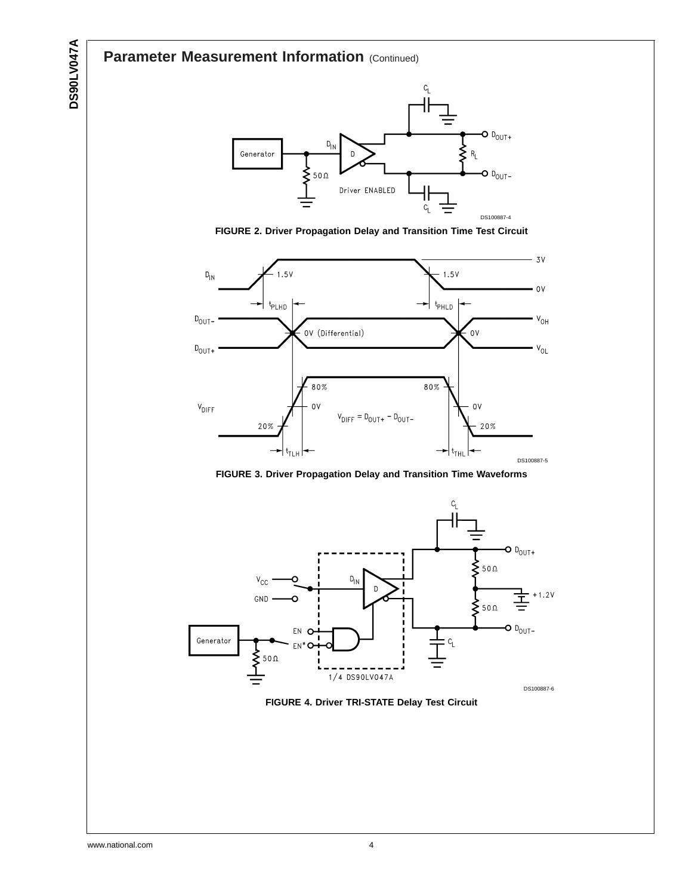## Parameter Measurement Information (Continued)

FIGURE 2. Driver Propagation Delay and Transition Time Test Circuit

FIGURE 3. Driver Propagation Delay and Transition Time Waveforms

FIGURE 4. Driver TRI-STATE Delay Test Circuit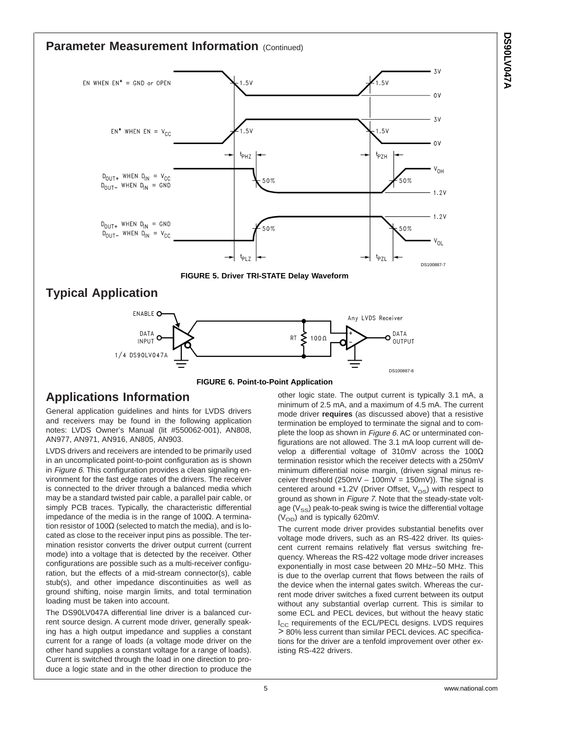## Parameter Measurement Information (Continued)

**FIGURE 5. Driver TRI-STATE Delay Waveform**

## Typical Application

**FIGURE 6. Point-to-Point Application**

## Applications Information

General application guidelines and hints for LVDS drivers and receivers may be found in the following application notes: LVDS Owner's Manual (lit #550062-001), AN808, AN977, AN971, AN916, AN805, AN903.

LVDS drivers and receivers are intended to be primarily used in an uncomplicated point-to-point configuration as is shown in *Figure 6*. This configuration provides a clean signaling environment for the fast edge rates of the drivers. The receiver is connected to the driver through a balanced media which may be a standard twisted pair cable, a parallel pair cable, or simply PCB traces. Typically, the characteristic differential impedance of the media is in the range of 100Ω. A termination resistor of 100Ω (selected to match the media), and is located as close to the receiver input pins as possible. The termination resistor converts the driver output current (current mode) into a voltage that is detected by the receiver. Other configurations are possible such as a multi-receiver configuration, but the effects of a mid-stream connector(s), cable stub(s), and other impedance discontinuities as well as ground shifting, noise margin limits, and total termination loading must be taken into account.

The DS90LV047A differential line driver is a balanced current source design. A current mode driver, generally speaking has a high output impedance and supplies a constant current for a range of loads (a voltage mode driver on the other hand supplies a constant voltage for a range of loads). Current is switched through the load in one direction to produce a logic state and in the other direction to produce the other logic state. The output current is typically 3.1 mA, a minimum of 2.5 mA, and a maximum of 4.5 mA. The current mode driver **requires** (as discussed above) that a resistive termination be employed to terminate the signal and to complete the loop as shown in *Figure 6*. AC or unterminated configurations are not allowed. The 3.1 mA loop current will develop a differential voltage of 310mV across the 100Ω termination resistor which the receiver detects with a 250mV minimum differential noise margin, (driven signal minus receiver threshold (250mV – 100mV = 150mV)). The signal is centered around +1.2V (Driver Offset, $V_{OS}$) with respect to ground as shown in *Figure 7*. Note that the steady-state voltage ($V_{SS}$) peak-to-peak swing is twice the differential voltage ($V_{OD}$) and is typically 620mV.

The current mode driver provides substantial benefits over voltage mode drivers, such as an RS-422 driver. Its quiescent current remains relatively flat versus switching frequency. Whereas the RS-422 voltage mode driver increases exponentially in most case between 20 MHz–50 MHz. This is due to the overlap current that flows between the rails of the device when the internal gates switch. Whereas the current mode driver switches a fixed current between its output without any substantial overlap current. This is similar to some ECL and PECL devices, but without the heavy static $I_{CC}$ requirements of the ECL/PECL designs. LVDS requires > 80% less current than similar PECL devices. AC specifications for the driver are a tenfold improvement over other existing RS-422 drivers.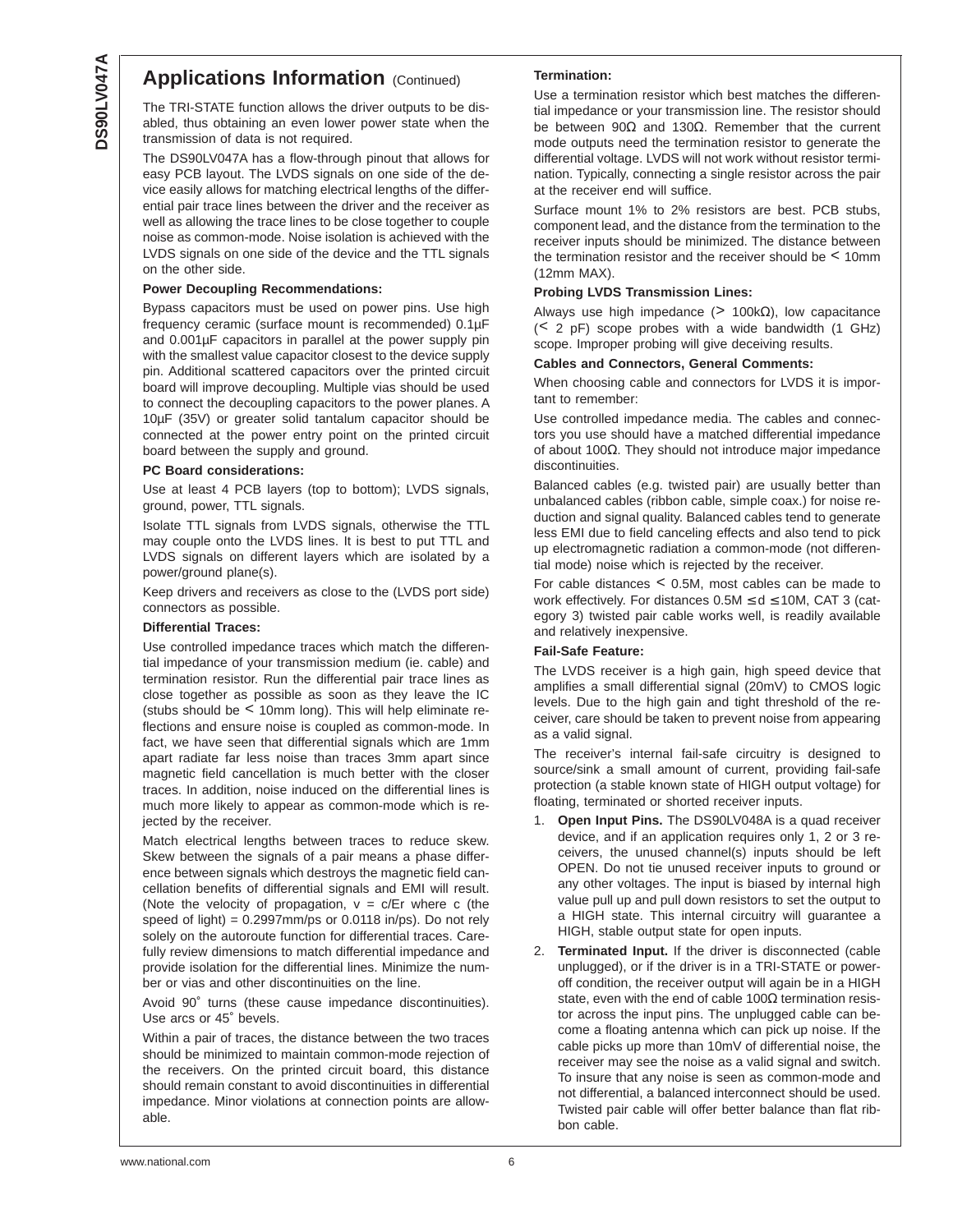## Applications Information (Continued)

The TRI-STATE function allows the driver outputs to be disabled, thus obtaining an even lower power state when the transmission of data is not required.

The DS90LV047A has a flow-through pinout that allows for easy PCB layout. The LVDS signals on one side of the device easily allows for matching electrical lengths of the differential pair trace lines between the driver and the receiver as well as allowing the trace lines to be close together to couple noise as common-mode. Noise isolation is achieved with the LVDS signals on one side of the device and the TTL signals on the other side.

**Power Decoupling Recommendations:**

Bypass capacitors must be used on power pins. Use high frequency ceramic (surface mount is recommended) 0.1µF and 0.001µF capacitors in parallel at the power supply pin with the smallest value capacitor closest to the device supply pin. Additional scattered capacitors over the printed circuit board will improve decoupling. Multiple vias should be used to connect the decoupling capacitors to the power planes. A 10µF (35V) or greater solid tantalum capacitor should be connected at the power entry point on the printed circuit board between the supply and ground.

**PC Board considerations:**

Use at least 4 PCB layers (top to bottom); LVDS signals, ground, power, TTL signals.

Isolate TTL signals from LVDS signals, otherwise the TTL may couple onto the LVDS lines. It is best to put TTL and LVDS signals on different layers which are isolated by a power/ground plane(s).

Keep drivers and receivers as close to the (LVDS port side) connectors as possible.

**Differential Traces:**

Use controlled impedance traces which match the differential impedance of your transmission medium (ie. cable) and termination resistor. Run the differential pair trace lines as close together as possible as soon as they leave the IC (stubs should be < 10mm long). This will help eliminate reflections and ensure noise is coupled as common-mode. In fact, we have seen that differential signals which are 1mm apart radiate far less noise than traces 3mm apart since magnetic field cancellation is much better with the closer traces. In addition, noise induced on the differential lines is much more likely to appear as common-mode which is rejected by the receiver.

Match electrical lengths between traces to reduce skew. Skew between the signals of a pair means a phase difference between signals which destroys the magnetic field cancellation benefits of differential signals and EMI will result. (Note the velocity of propagation, $v = c/Er$ where c (the speed of light) = 0.2997mm/ps or 0.0118 in/ps). Do not rely solely on the autoroute function for differential traces. Carefully review dimensions to match differential impedance and provide isolation for the differential lines. Minimize the number or vias and other discontinuities on the line.

Avoid 90˚ turns (these cause impedance discontinuities). Use arcs or 45˚ bevels.

Within a pair of traces, the distance between the two traces should be minimized to maintain common-mode rejection of the receivers. On the printed circuit board, this distance should remain constant to avoid discontinuities in differential impedance. Minor violations at connection points are allowable.

**Termination:**

Use a termination resistor which best matches the differential impedance or your transmission line. The resistor should be between 90Ω and 130Ω. Remember that the current mode outputs need the termination resistor to generate the differential voltage. LVDS will not work without resistor termination. Typically, connecting a single resistor across the pair at the receiver end will suffice.

Surface mount 1% to 2% resistors are best. PCB stubs, component lead, and the distance from the termination to the receiver inputs should be minimized. The distance between the termination resistor and the receiver should be < 10mm (12mm MAX).

**Probing LVDS Transmission Lines:**

Always use high impedance (> 100kΩ), low capacitance (< 2 pF) scope probes with a wide bandwidth (1 GHz) scope. Improper probing will give deceiving results.

**Cables and Connectors, General Comments:**

When choosing cable and connectors for LVDS it is important to remember:

Use controlled impedance media. The cables and connectors you use should have a matched differential impedance of about 100Ω. They should not introduce major impedance discontinuities.

Balanced cables (e.g. twisted pair) are usually better than unbalanced cables (ribbon cable, simple coax.) for noise reduction and signal quality. Balanced cables tend to generate less EMI due to field canceling effects and also tend to pick up electromagnetic radiation a common-mode (not differential mode) noise which is rejected by the receiver.

For cable distances < 0.5M, most cables can be made to work effectively. For distances 0.5M ≤ d ≤ 10M, CAT 3 (category 3) twisted pair cable works well, is readily available and relatively inexpensive.

**Fail-Safe Feature:**

The LVDS receiver is a high gain, high speed device that amplifies a small differential signal (20mV) to CMOS logic levels. Due to the high gain and tight threshold of the receiver, care should be taken to prevent noise from appearing as a valid signal.

The receiver's internal fail-safe circuitry is designed to source/sink a small amount of current, providing fail-safe protection (a stable known state of HIGH output voltage) for floating, terminated or shorted receiver inputs.

1. **Open Input Pins.** The DS90LV048A is a quad receiver device, and if an application requires only 1, 2 or 3 receivers, the unused channel(s) inputs should be left OPEN. Do not tie unused receiver inputs to ground or any other voltages. The input is biased by internal high value pull up and pull down resistors to set the output to a HIGH state. This internal circuitry will guarantee a HIGH, stable output state for open inputs.
2. **Terminated Input.** If the driver is disconnected (cable unplugged), or if the driver is in a TRI-STATE or power-off condition, the receiver output will again be in a HIGH state, even with the end of cable 100Ω termination resistor across the input pins. The unplugged cable can become a floating antenna which can pick up noise. If the cable picks up more than 10mV of differential noise, the receiver may see the noise as a valid signal and switch. To insure that any noise is seen as common-mode and not differential, a balanced interconnect should be used. Twisted pair cable will offer better balance than flat ribbon cable.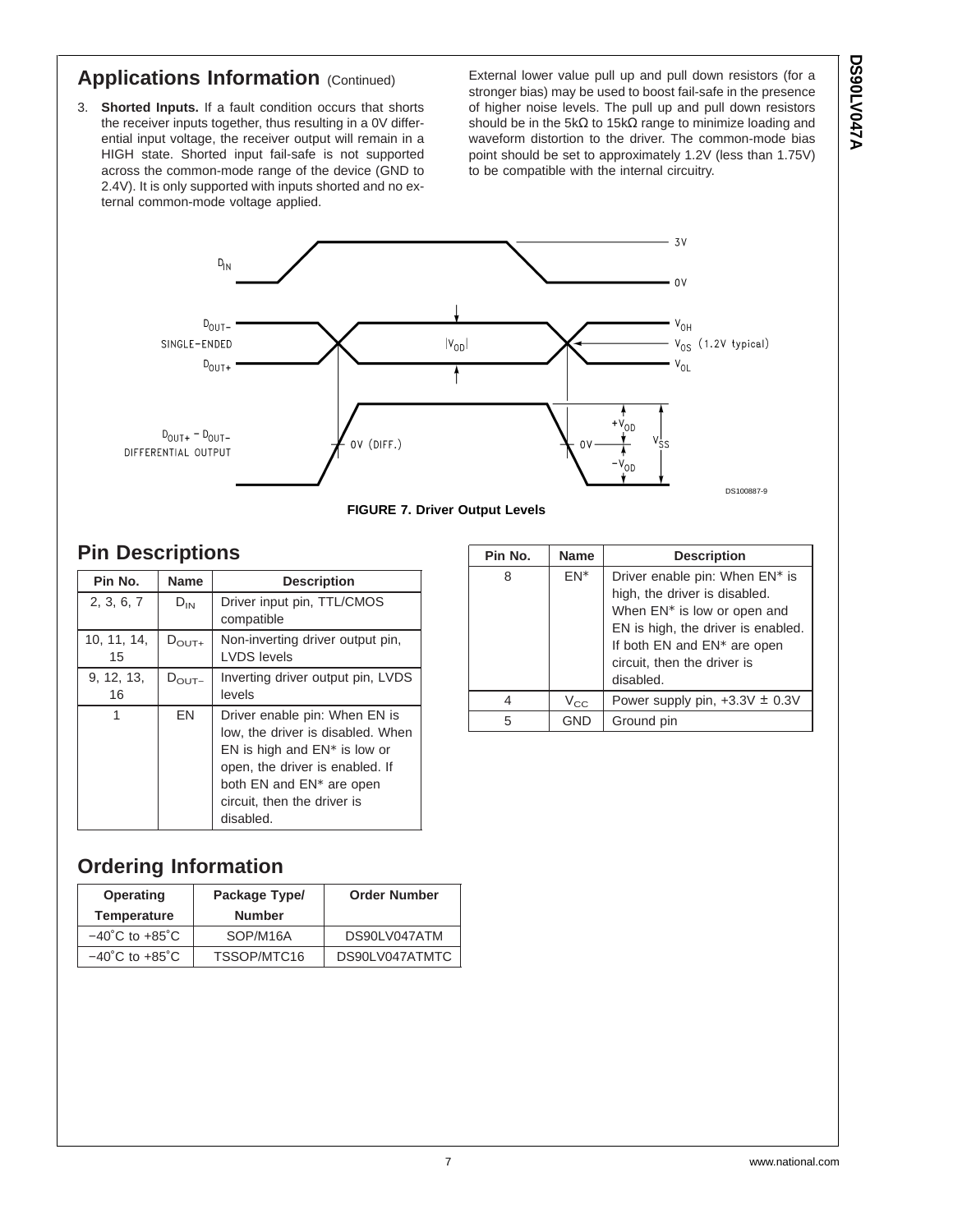## Applications Information (Continued)

3. **Shorted Inputs.** If a fault condition occurs that shorts the receiver inputs together, thus resulting in a 0V differential input voltage, the receiver output will remain in a HIGH state. Shorted input fail-safe is not supported across the common-mode range of the device (GND to 2.4V). It is only supported with inputs shorted and no external common-mode voltage applied.

External lower value pull up and pull down resistors (for a stronger bias) may be used to boost fail-safe in the presence of higher noise levels. The pull up and pull down resistors should be in the 5kΩ to 15kΩ range to minimize loading and waveform distortion to the driver. The common-mode bias point should be set to approximately 1.2V (less than 1.75V) to be compatible with the internal circuitry.

**FIGURE 7. Driver Output Levels**

## Pin Descriptions

| Pin No. | Name | Description |
|---|---|---|
| 2, 3, 6, 7 | $D_{IN}$ | Driver input pin, TTL/CMOS compatible |
| 10, 11, 14, 15 | $D_{OUT+}$ | Non-inverting driver output pin, LVDS levels |
| 9, 12, 13, 16 | $D_{OUT-}$ | Inverting driver output pin, LVDS levels |
| 1 | EN | Driver enable pin: When EN is low, the driver is disabled. When EN is high and EN* is low or open, the driver is enabled. If both EN and EN* are open circuit, then the driver is disabled. |
| 8 | EN* | Driver enable pin: When EN* is high, the driver is disabled. When EN* is low or open and EN is high, the driver is enabled. If both EN and EN* are open circuit, then the driver is disabled. |
| 4 | $V_{CC}$ | Power supply pin, +3.3V ± 0.3V |
| 5 | GND | Ground pin |

## Ordering Information

| Operating Temperature | Package Type/ Number | Order Number |
|---|---|---|
| −40˚C to +85˚C | SOP/M16A | DS90LV047ATM |
| −40˚C to +85˚C | TSSOP/MTC16 | DS90LV047ATMTC |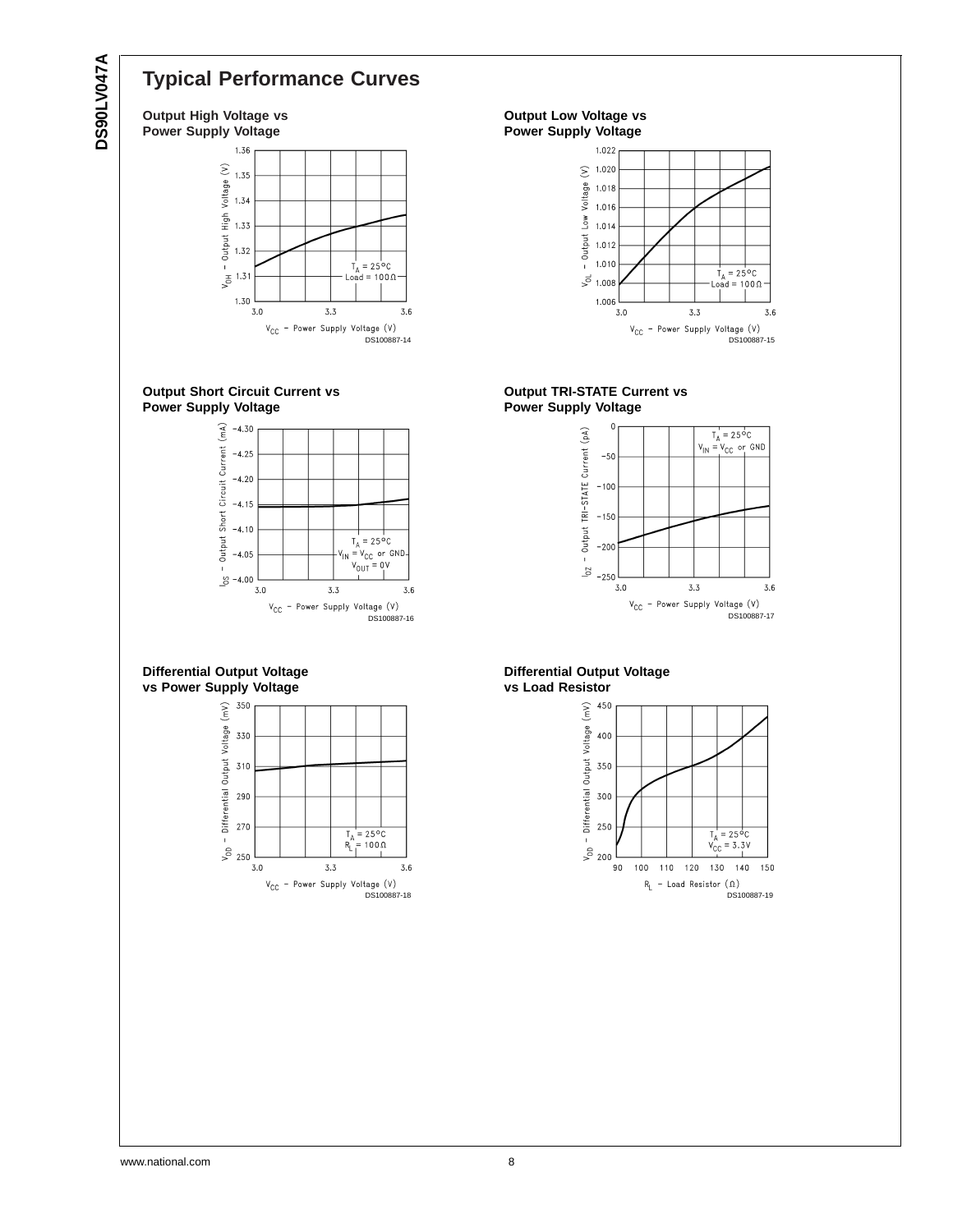# Typical Performance Curves

### Output High Voltage vs Power Supply Voltage

$V_{OH}$ – Output High Voltage (V)

$T_A = 25°C$
Load = 100Ω

$V_{CC}$ – Power Supply Voltage (V)

DS100887-14

### Output Low Voltage vs Power Supply Voltage

$V_{OL}$ – Output Low Voltage (V)

$T_A = 25°C$
Load = 100Ω

$V_{CC}$ – Power Supply Voltage (V)

DS100887-15

### Output Short Circuit Current vs Power Supply Voltage

$I_{OS}$ – Output Short Circuit Current (mA)

$T_A = 25°C$
$V_{IN} = V_{CC}$ or GND
$V_{OUT} = 0V$

$V_{CC}$ – Power Supply Voltage (V)

DS100887-16

### Output TRI-STATE Current vs Power Supply Voltage

$I_{OZ}$ – Output TRI-STATE Current (pA)

$T_A = 25°C$
$V_{IN} = V_{CC}$ or GND

$V_{CC}$ – Power Supply Voltage (V)

DS100887-17

### Differential Output Voltage vs Power Supply Voltage

$V_{OD}$ – Differential Output Voltage (mV)

$T_A = 25°C$
$R_L = 100Ω$

$V_{CC}$ – Power Supply Voltage (V)

DS100887-18

### Differential Output Voltage vs Load Resistor

$V_{OD}$ – Differential Output Voltage (mV)

$T_A = 25°C$
$V_{CC} = 3.3V$

$R_L$ – Load Resistor (Ω)

DS100887-19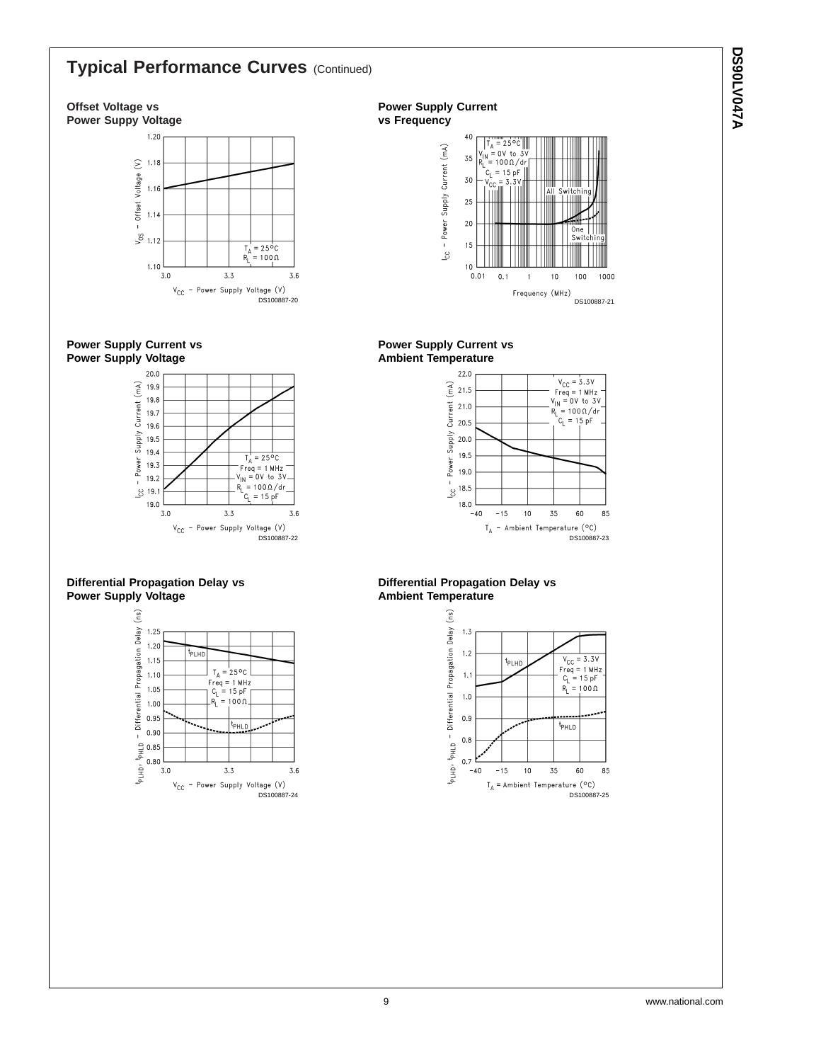## Typical Performance Curves (Continued)

**Offset Voltage vs Power Suppy Voltage**

$V_{OS}$ – Offset Voltage (V)

$T_A = 25°C$
$R_L = 100Ω$

$V_{CC}$ – Power Supply Voltage (V)

DS100887-20

**Power Supply Current vs Frequency**

$I_{CC}$ – Power Supply Current (mA)

$T_A = 25°C$
$V_{IN}$ = 0V to 3V
$R_L = 100Ω/dr$
$C_L$ = 15 pF
$V_{CC}$ = 3.3V

All Switching

One Switching

Frequency (MHz)

DS100887-21

**Power Supply Current vs Power Supply Voltage**

$I_{CC}$ – Power Supply Current (mA)

$T_A = 25°C$
Freq = 1 MHz
$V_{IN}$ = 0V to 3V
$R_L = 100Ω/dr$
$C_L$ = 15 pF

$V_{CC}$ – Power Supply Voltage (V)

DS100887-22

**Power Supply Current vs Ambient Temperature**

$I_{CC}$ – Power Supply Current (mA)

$V_{CC}$ = 3.3V
Freq = 1 MHz
$V_{IN}$ = 0V to 3V
$R_L = 100Ω/dr$
$C_L$ = 15 pF

$T_A$ – Ambient Temperature (°C)

DS100887-23

**Differential Propagation Delay vs Power Supply Voltage**

$t_{PLHD}$, $t_{PHLD}$ – Differential Propagation Delay (ns)

$t_{PLHD}$

$T_A = 25°C$
Freq = 1 MHz
$C_L$ = 15 pF
$R_L = 100Ω$

$t_{PHLD}$

$V_{CC}$ – Power Supply Voltage (V)

DS100887-24

**Differential Propagation Delay vs Ambient Temperature**

$t_{PLHD}$, $t_{PHLD}$ – Differential Propagation Delay (ns)

$t_{PLHD}$

$V_{CC}$ = 3.3V
Freq = 1 MHz
$C_L$ = 15 pF
$R_L = 100Ω$

$t_{PHLD}$

$T_A$ = Ambient Temperature (°C)

DS100887-25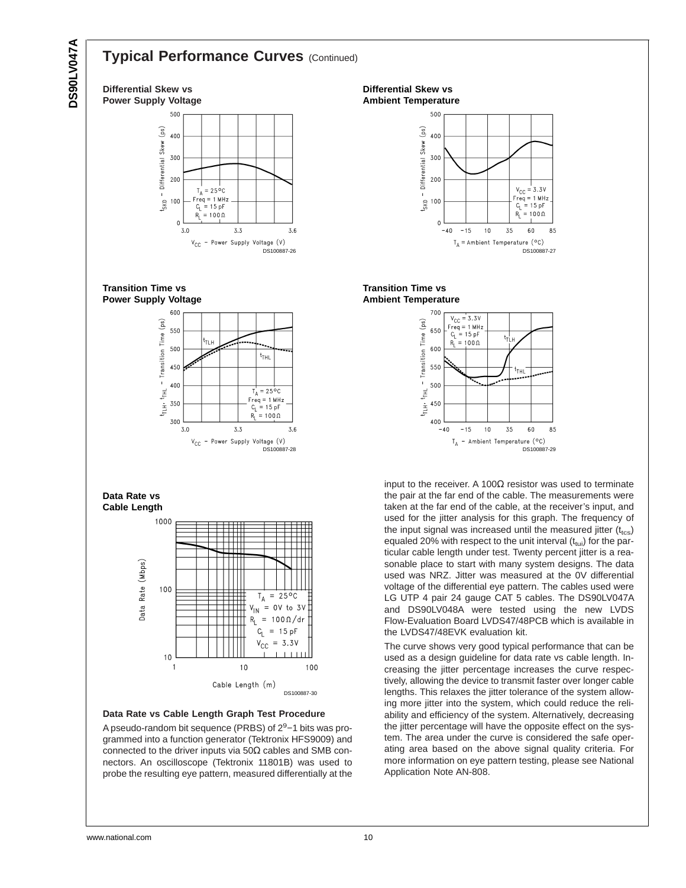## Typical Performance Curves (Continued)

**Differential Skew vs Power Supply Voltage**

DS100887-26

**Differential Skew vs Ambient Temperature**

DS100887-27

**Transition Time vs Power Supply Voltage**

DS100887-28

**Transition Time vs Ambient Temperature**

DS100887-29

**Data Rate vs Cable Length**

DS100887-30

### Data Rate vs Cable Length Graph Test Procedure

A pseudo-random bit sequence (PRBS) of $2^9-1$ bits was programmed into a function generator (Tektronix HFS9009) and connected to the driver inputs via 50Ω cables and SMB connectors. An oscilloscope (Tektronix 11801B) was used to probe the resulting eye pattern, measured differentially at the input to the receiver. A 100Ω resistor was used to terminate the pair at the far end of the cable. The measurements were taken at the far end of the cable, at the receiver's input, and used for the jitter analysis for this graph. The frequency of the input signal was increased until the measured jitter ($t_{tcs}$) equaled 20% with respect to the unit interval ($t_{tui}$) for the particular cable length under test. Twenty percent jitter is a reasonable place to start with many system designs. The data used was NRZ. Jitter was measured at the 0V differential voltage of the differential eye pattern. The cables used were LG UTP 4 pair 24 gauge CAT 5 cables. The DS90LV047A and DS90LV048A were tested using the new LVDS Flow-Evaluation Board LVDS47/48PCB which is available in the LVDS47/48EVK evaluation kit.

The curve shows very good typical performance that can be used as a design guideline for data rate vs cable length. Increasing the jitter percentage increases the curve respectively, allowing the device to transmit faster over longer cable lengths. This relaxes the jitter tolerance of the system allowing more jitter into the system, which could reduce the reliability and efficiency of the system. Alternatively, decreasing the jitter percentage will have the opposite effect on the system. The area under the curve is considered the safe operating area based on the above signal quality criteria. For more information on eye pattern testing, please see National Application Note AN-808.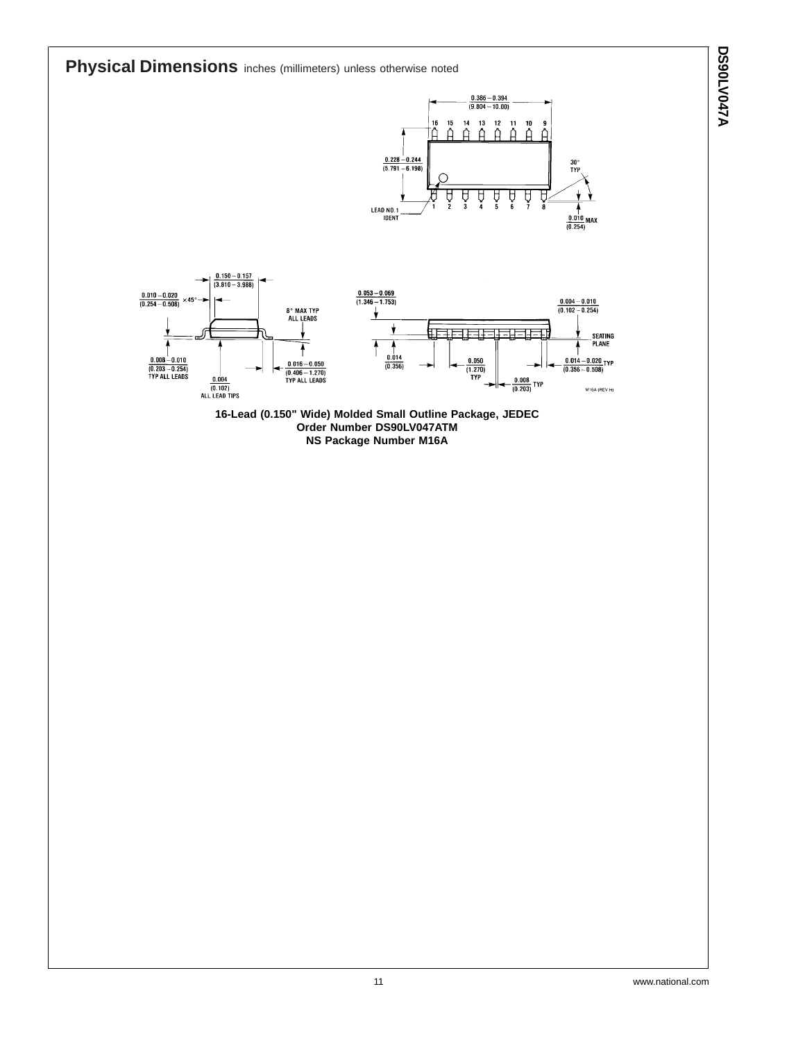# Physical Dimensions inches (millimeters) unless otherwise noted

**16-Lead (0.150" Wide) Molded Small Outline Package, JEDEC**
**Order Number DS90LV047ATM**
**NS Package Number M16A**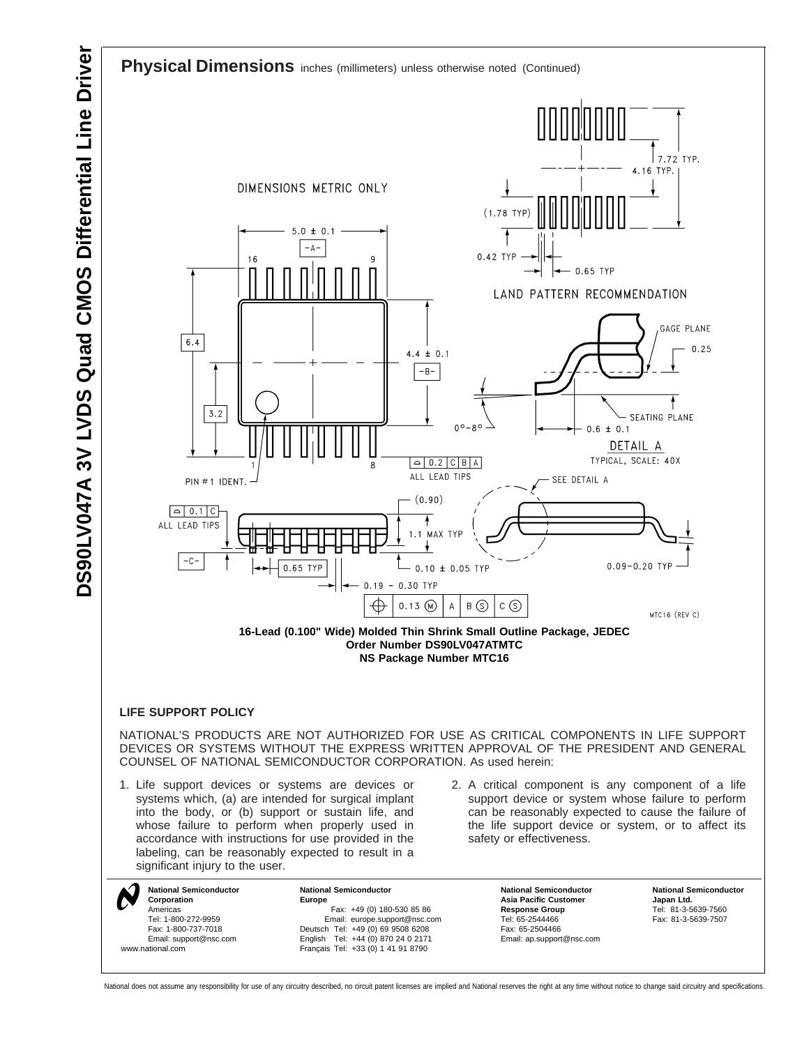## Physical Dimensions inches (millimeters) unless otherwise noted (Continued)

DIMENSIONS METRIC ONLY

LAND PATTERN RECOMMENDATION

DETAIL A

TYPICAL, SCALE: 40X

MTC16 (REV C)

**16-Lead (0.100" Wide) Molded Thin Shrink Small Outline Package, JEDEC**
**Order Number DS90LV047ATMTC**
**NS Package Number MTC16**

### LIFE SUPPORT POLICY

NATIONAL'S PRODUCTS ARE NOT AUTHORIZED FOR USE AS CRITICAL COMPONENTS IN LIFE SUPPORT DEVICES OR SYSTEMS WITHOUT THE EXPRESS WRITTEN APPROVAL OF THE PRESIDENT AND GENERAL COUNSEL OF NATIONAL SEMICONDUCTOR CORPORATION. As used herein:

1. Life support devices or systems are devices or systems which, (a) are intended for surgical implant into the body, or (b) support or sustain life, and whose failure to perform when properly used in accordance with instructions for use provided in the labeling, can be reasonably expected to result in a significant injury to the user.
2. A critical component is any component of a life support device or system whose failure to perform can be reasonably expected to cause the failure of the life support device or system, or to affect its safety or effectiveness.

**National Semiconductor Corporation**
Americas
Tel: 1-800-272-9959
Fax: 1-800-737-7018
Email: support@nsc.com
www.national.com

**National Semiconductor Europe**
Fax: +49 (0) 180-530 85 86
Email: europe.support@nsc.com
Deutsch Tel: +49 (0) 69 9508 6208
English Tel: +44 (0) 870 24 0 2171
Français Tel: +33 (0) 1 41 91 8790

**National Semiconductor Asia Pacific Customer Response Group**
Tel: 65-2544466
Fax: 65-2504466
Email: ap.support@nsc.com

**National Semiconductor Japan Ltd.**
Tel: 81-3-5639-7560
Fax: 81-3-5639-7507

National does not assume any responsibility for use of any circuitry described, no circuit patent licenses are implied and National reserves the right at any time without notice to change said circuitry and specifications.